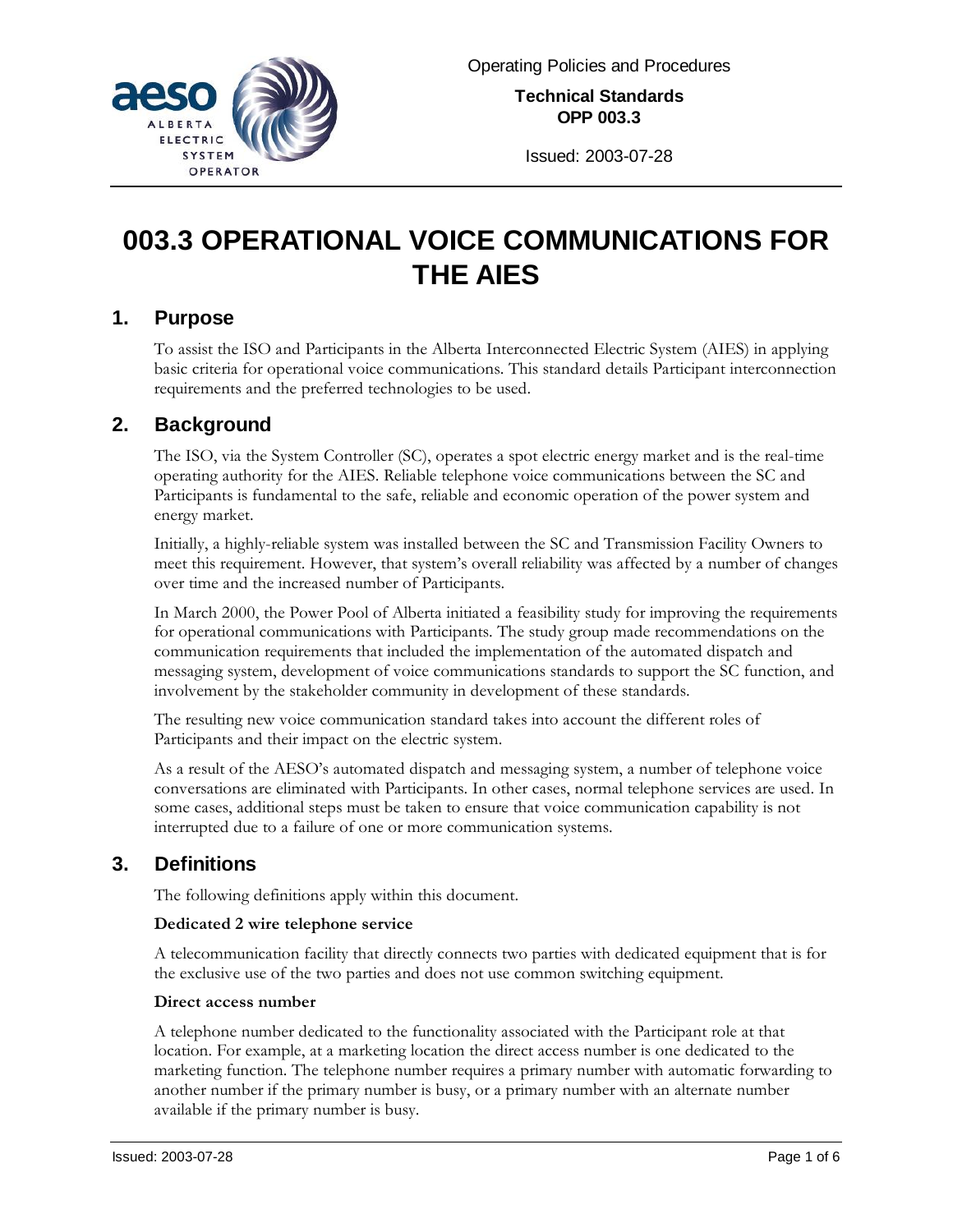Operating Policies and Procedures

**Technical Standards**
**OPP 003.3**

Issued: 2003-07-28

# 003.3 OPERATIONAL VOICE COMMUNICATIONS FOR THE AIES

## 1. Purpose

To assist the ISO and Participants in the Alberta Interconnected Electric System (AIES) in applying basic criteria for operational voice communications. This standard details Participant interconnection requirements and the preferred technologies to be used.

## 2. Background

The ISO, via the System Controller (SC), operates a spot electric energy market and is the real-time operating authority for the AIES. Reliable telephone voice communications between the SC and Participants is fundamental to the safe, reliable and economic operation of the power system and energy market.

Initially, a highly-reliable system was installed between the SC and Transmission Facility Owners to meet this requirement. However, that system's overall reliability was affected by a number of changes over time and the increased number of Participants.

In March 2000, the Power Pool of Alberta initiated a feasibility study for improving the requirements for operational communications with Participants. The study group made recommendations on the communication requirements that included the implementation of the automated dispatch and messaging system, development of voice communications standards to support the SC function, and involvement by the stakeholder community in development of these standards.

The resulting new voice communication standard takes into account the different roles of Participants and their impact on the electric system.

As a result of the AESO's automated dispatch and messaging system, a number of telephone voice conversations are eliminated with Participants. In other cases, normal telephone services are used. In some cases, additional steps must be taken to ensure that voice communication capability is not interrupted due to a failure of one or more communication systems.

## 3. Definitions

The following definitions apply within this document.

**Dedicated 2 wire telephone service**

A telecommunication facility that directly connects two parties with dedicated equipment that is for the exclusive use of the two parties and does not use common switching equipment.

**Direct access number**

A telephone number dedicated to the functionality associated with the Participant role at that location. For example, at a marketing location the direct access number is one dedicated to the marketing function. The telephone number requires a primary number with automatic forwarding to another number if the primary number is busy, or a primary number with an alternate number available if the primary number is busy.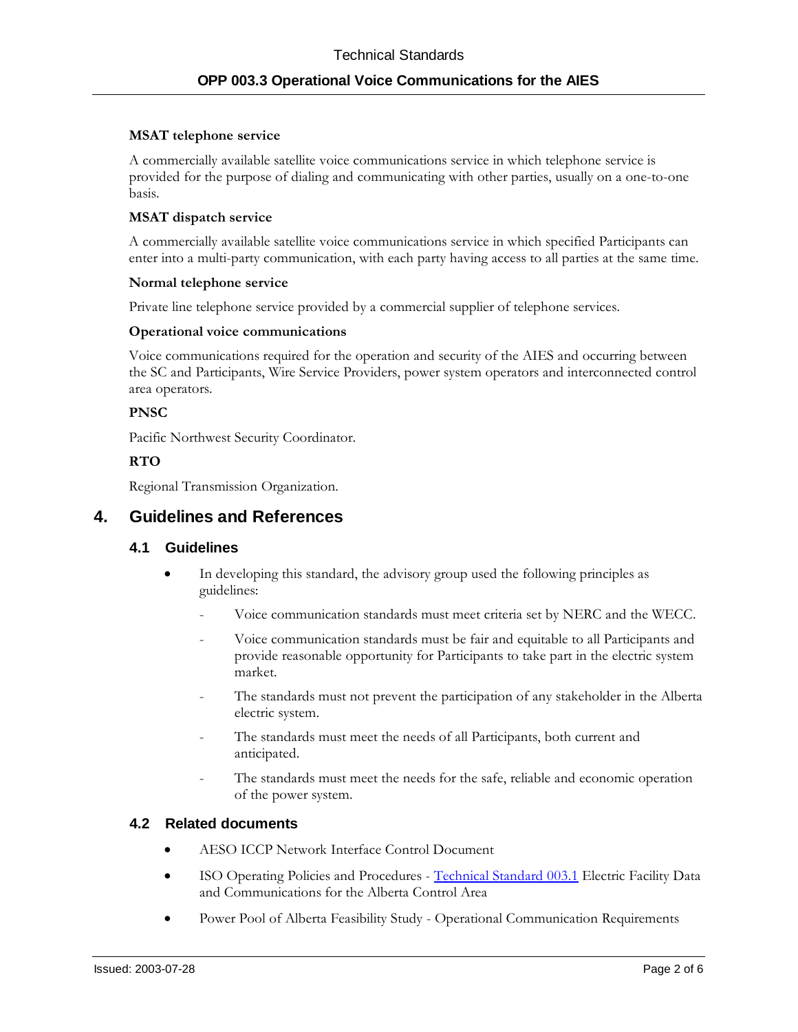**MSAT telephone service**

A commercially available satellite voice communications service in which telephone service is provided for the purpose of dialing and communicating with other parties, usually on a one-to-one basis.

**MSAT dispatch service**

A commercially available satellite voice communications service in which specified Participants can enter into a multi-party communication, with each party having access to all parties at the same time.

**Normal telephone service**

Private line telephone service provided by a commercial supplier of telephone services.

**Operational voice communications**

Voice communications required for the operation and security of the AIES and occurring between the SC and Participants, Wire Service Providers, power system operators and interconnected control area operators.

**PNSC**

Pacific Northwest Security Coordinator.

**RTO**

Regional Transmission Organization.

# 4. Guidelines and References

## 4.1 Guidelines

- In developing this standard, the advisory group used the following principles as guidelines:
  - Voice communication standards must meet criteria set by NERC and the WECC.
  - Voice communication standards must be fair and equitable to all Participants and provide reasonable opportunity for Participants to take part in the electric system market.
  - The standards must not prevent the participation of any stakeholder in the Alberta electric system.
  - The standards must meet the needs of all Participants, both current and anticipated.
  - The standards must meet the needs for the safe, reliable and economic operation of the power system.

## 4.2 Related documents

- AESO ICCP Network Interface Control Document
- ISO Operating Policies and Procedures - Technical Standard 003.1 Electric Facility Data and Communications for the Alberta Control Area
- Power Pool of Alberta Feasibility Study - Operational Communication Requirements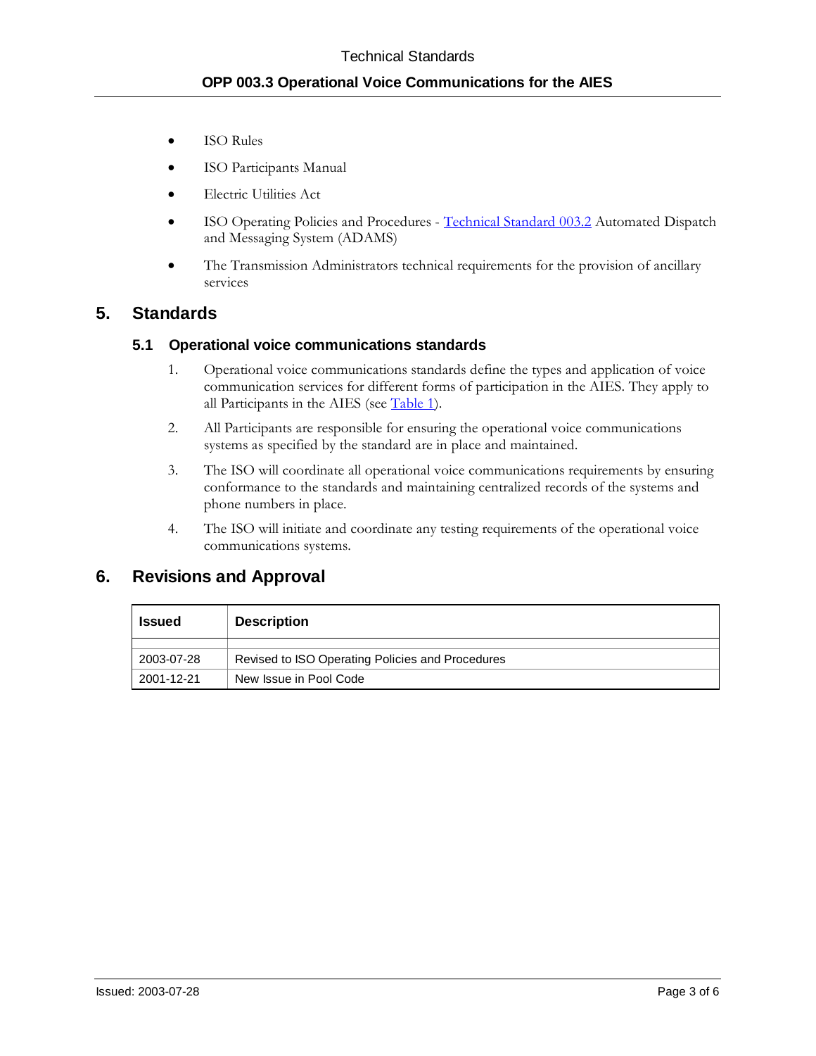- ISO Rules
- ISO Participants Manual
- Electric Utilities Act
- ISO Operating Policies and Procedures - Technical Standard 003.2 Automated Dispatch and Messaging System (ADAMS)
- The Transmission Administrators technical requirements for the provision of ancillary services

## 5. Standards

### 5.1 Operational voice communications standards

1. Operational voice communications standards define the types and application of voice communication services for different forms of participation in the AIES. They apply to all Participants in the AIES (see Table 1).
2. All Participants are responsible for ensuring the operational voice communications systems as specified by the standard are in place and maintained.
3. The ISO will coordinate all operational voice communications requirements by ensuring conformance to the standards and maintaining centralized records of the systems and phone numbers in place.
4. The ISO will initiate and coordinate any testing requirements of the operational voice communications systems.

## 6. Revisions and Approval

| Issued | Description |
|---|---|
| | |
| 2003-07-28 | Revised to ISO Operating Policies and Procedures |
| 2001-12-21 | New Issue in Pool Code |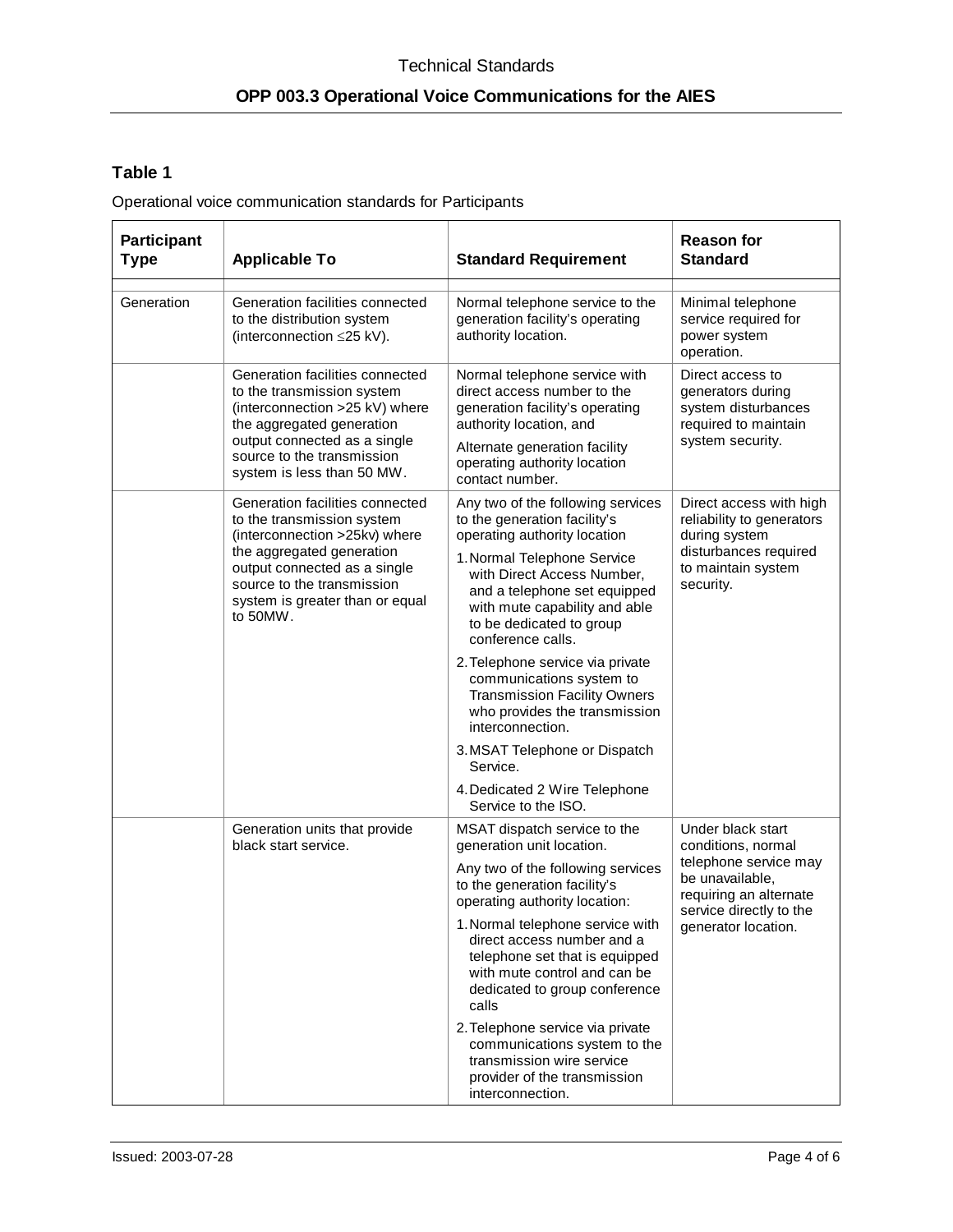## Table 1

Operational voice communication standards for Participants

| Participant Type | Applicable To | Standard Requirement | Reason for Standard |
|---|---|---|---|
| Generation | Generation facilities connected to the distribution system (interconnection ≤25 kV). | Normal telephone service to the generation facility's operating authority location. | Minimal telephone service required for power system operation. |
| | Generation facilities connected to the transmission system (interconnection >25 kV) where the aggregated generation output connected as a single source to the transmission system is less than 50 MW. | Normal telephone service with direct access number to the generation facility's operating authority location, and<br>Alternate generation facility operating authority location contact number. | Direct access to generators during system disturbances required to maintain system security. |
| | Generation facilities connected to the transmission system (interconnection >25kv) where the aggregated generation output connected as a single source to the transmission system is greater than or equal to 50MW. | Any two of the following services to the generation facility's operating authority location<br>1. Normal Telephone Service with Direct Access Number, and a telephone set equipped with mute capability and able to be dedicated to group conference calls.<br>2. Telephone service via private communications system to Transmission Facility Owners who provides the transmission interconnection.<br>3. MSAT Telephone or Dispatch Service.<br>4. Dedicated 2 Wire Telephone Service to the ISO. | Direct access with high reliability to generators during system disturbances required to maintain system security. |
| | Generation units that provide black start service. | MSAT dispatch service to the generation unit location.<br>Any two of the following services to the generation facility's operating authority location:<br>1. Normal telephone service with direct access number and a telephone set that is equipped with mute control and can be dedicated to group conference calls<br>2. Telephone service via private communications system to the transmission wire service provider of the transmission interconnection. | Under black start conditions, normal telephone service may be unavailable, requiring an alternate service directly to the generator location. |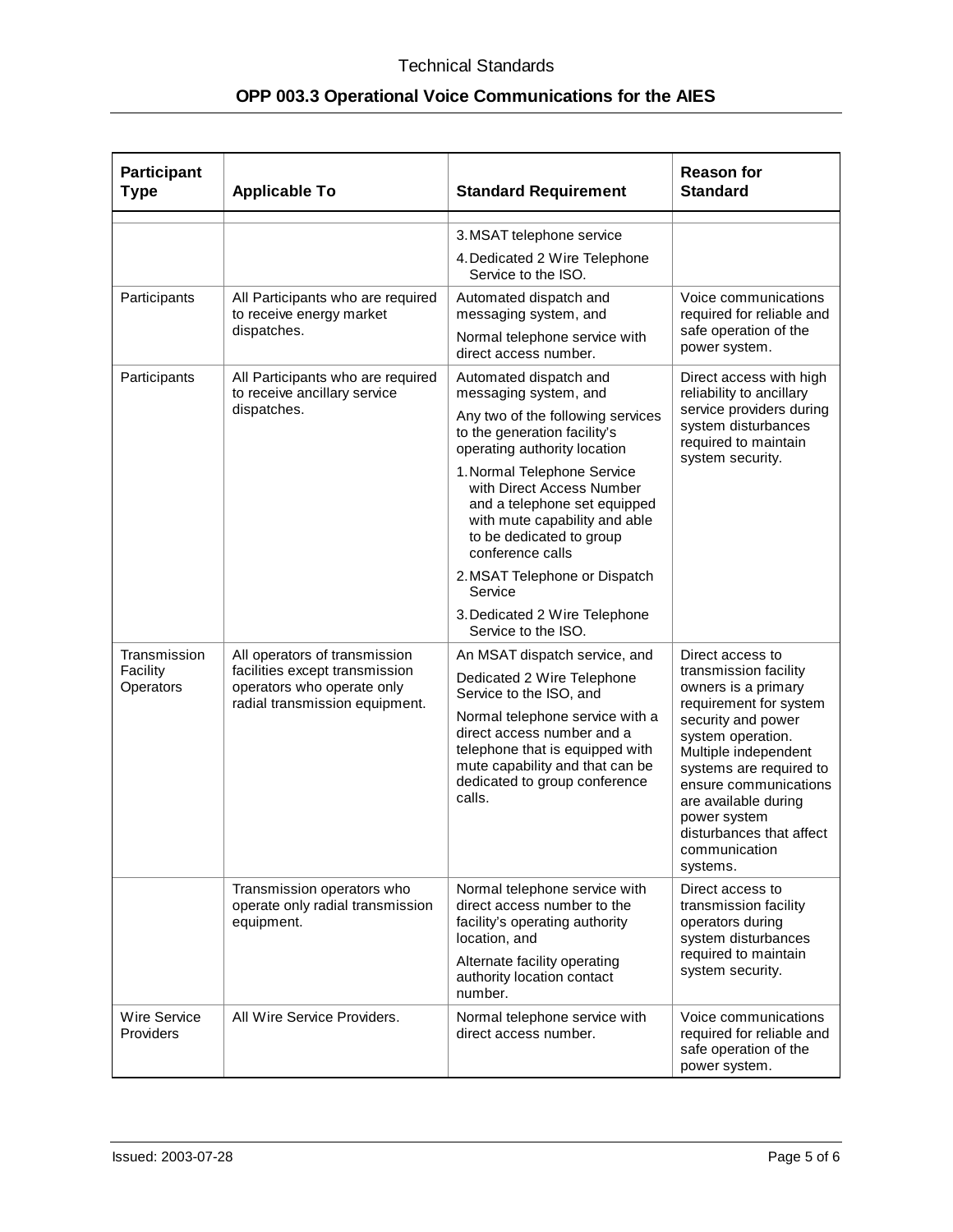| Participant Type | Applicable To | Standard Requirement | Reason for Standard |
|---|---|---|---|
| | | 3. MSAT telephone service<br>4. Dedicated 2 Wire Telephone Service to the ISO. | |
| Participants | All Participants who are required to receive energy market dispatches. | Automated dispatch and messaging system, and<br>Normal telephone service with direct access number. | Voice communications required for reliable and safe operation of the power system. |
| Participants | All Participants who are required to receive ancillary service dispatches. | Automated dispatch and messaging system, and<br>Any two of the following services to the generation facility's operating authority location<br>1. Normal Telephone Service with Direct Access Number and a telephone set equipped with mute capability and able to be dedicated to group conference calls<br>2. MSAT Telephone or Dispatch Service<br>3. Dedicated 2 Wire Telephone Service to the ISO. | Direct access with high reliability to ancillary service providers during system disturbances required to maintain system security. |
| Transmission Facility Operators | All operators of transmission facilities except transmission operators who operate only radial transmission equipment. | An MSAT dispatch service, and<br>Dedicated 2 Wire Telephone Service to the ISO, and<br>Normal telephone service with a direct access number and a telephone that is equipped with mute capability and that can be dedicated to group conference calls. | Direct access to transmission facility owners is a primary requirement for system security and power system operation. Multiple independent systems are required to ensure communications are available during power system disturbances that affect communication systems. |
| | Transmission operators who operate only radial transmission equipment. | Normal telephone service with direct access number to the facility's operating authority location, and<br>Alternate facility operating authority location contact number. | Direct access to transmission facility operators during system disturbances required to maintain system security. |
| Wire Service Providers | All Wire Service Providers. | Normal telephone service with direct access number. | Voice communications required for reliable and safe operation of the power system. |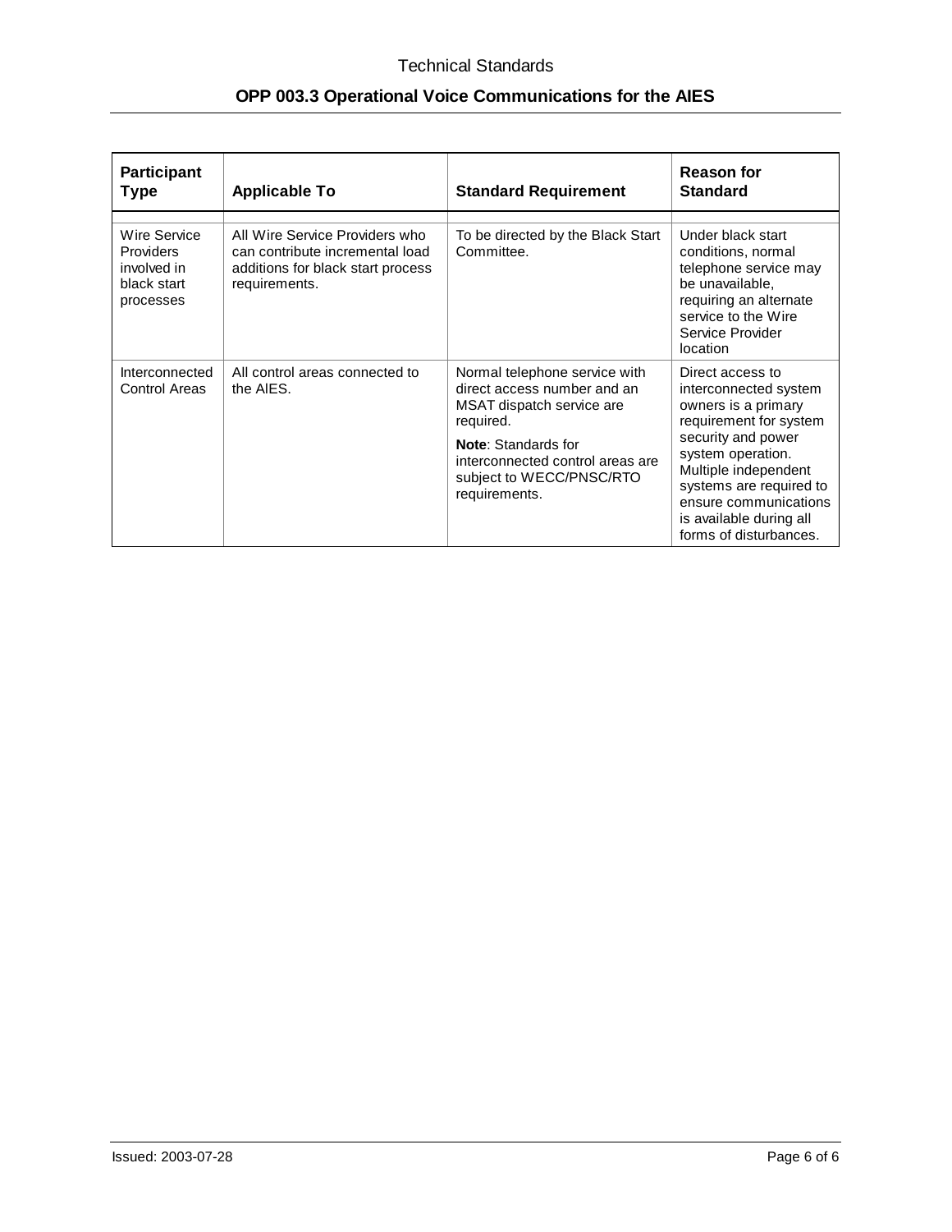| Participant Type | Applicable To | Standard Requirement | Reason for Standard |
|---|---|---|---|
| Wire Service Providers involved in black start processes | All Wire Service Providers who can contribute incremental load additions for black start process requirements. | To be directed by the Black Start Committee. | Under black start conditions, normal telephone service may be unavailable, requiring an alternate service to the Wire Service Provider location |
| Interconnected Control Areas | All control areas connected to the AIES. | Normal telephone service with direct access number and an MSAT dispatch service are required.<br><br>**Note**: Standards for interconnected control areas are subject to WECC/PNSC/RTO requirements. | Direct access to interconnected system owners is a primary requirement for system security and power system operation. Multiple independent systems are required to ensure communications is available during all forms of disturbances. |